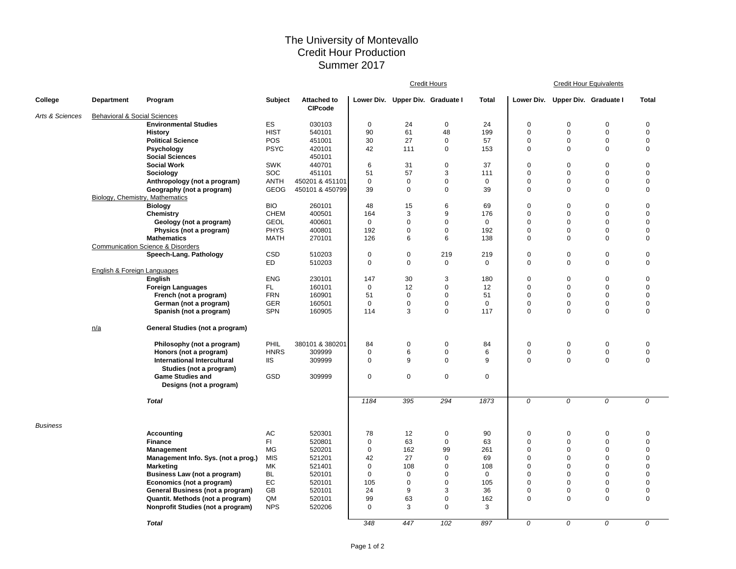# The University of Montevallo
# Credit Hour Production
# Summer 2017

| College | Department | Program | Subject | Attached to CIPcode | Credit Hours Lower Div. | Credit Hours Upper Div. | Credit Hours Graduate I | Credit Hours Total | Credit Hour Equivalents Lower Div. | Credit Hour Equivalents Upper Div. | Credit Hour Equivalents Graduate I | Credit Hour Equivalents Total |
|---|---|---|---|---|---|---|---|---|---|---|---|---|
| *Arts & Sciences* | Behavioral & Social Sciences | | | | | | | | | | | |
| | | **Environmental Studies** | ES | 030103 | 0 | 24 | 0 | 24 | 0 | 0 | 0 | 0 |
| | | **History** | HIST | 540101 | 90 | 61 | 48 | 199 | 0 | 0 | 0 | 0 |
| | | **Political Science** | POS | 451001 | 30 | 27 | 0 | 57 | 0 | 0 | 0 | 0 |
| | | **Psychology** | PSYC | 420101 | 42 | 111 | 0 | 153 | 0 | 0 | 0 | 0 |
| | | **Social Sciences** | | 450101 | | | | | | | | |
| | | **Social Work** | SWK | 440701 | 6 | 31 | 0 | 37 | 0 | 0 | 0 | 0 |
| | | **Sociology** | SOC | 451101 | 51 | 57 | 3 | 111 | 0 | 0 | 0 | 0 |
| | | **Anthropology (not a program)** | ANTH | 450201 & 451101 | 0 | 0 | 0 | 0 | 0 | 0 | 0 | 0 |
| | | **Geography (not a program)** | GEOG | 450101 & 450799 | 39 | 0 | 0 | 39 | 0 | 0 | 0 | 0 |
| | Biology, Chemistry, Mathematics | | | | | | | | | | | |
| | | **Biology** | BIO | 260101 | 48 | 15 | 6 | 69 | 0 | 0 | 0 | 0 |
| | | **Chemistry** | CHEM | 400501 | 164 | 3 | 9 | 176 | 0 | 0 | 0 | 0 |
| | | **Geology (not a program)** | GEOL | 400601 | 0 | 0 | 0 | 0 | 0 | 0 | 0 | 0 |
| | | **Physics (not a program)** | PHYS | 400801 | 192 | 0 | 0 | 192 | 0 | 0 | 0 | 0 |
| | | **Mathematics** | MATH | 270101 | 126 | 6 | 6 | 138 | 0 | 0 | 0 | 0 |
| | Communication Science & Disorders | | | | | | | | | | | |
| | | **Speech-Lang. Pathology** | CSD | 510203 | 0 | 0 | 219 | 219 | 0 | 0 | 0 | 0 |
| | | | ED | 510203 | 0 | 0 | 0 | 0 | 0 | 0 | 0 | 0 |
| | English & Foreign Languages | | | | | | | | | | | |
| | | **English** | ENG | 230101 | 147 | 30 | 3 | 180 | 0 | 0 | 0 | 0 |
| | | **Foreign Languages** | FL | 160101 | 0 | 12 | 0 | 12 | 0 | 0 | 0 | 0 |
| | | **French (not a program)** | FRN | 160901 | 51 | 0 | 0 | 51 | 0 | 0 | 0 | 0 |
| | | **German (not a program)** | GER | 160501 | 0 | 0 | 0 | 0 | 0 | 0 | 0 | 0 |
| | | **Spanish (not a program)** | SPN | 160905 | 114 | 3 | 0 | 117 | 0 | 0 | 0 | 0 |
| | n/a | **General Studies (not a program)** | | | | | | | | | | |
| | | **Philosophy (not a program)** | PHIL | 380101 & 380201 | 84 | 0 | 0 | 84 | 0 | 0 | 0 | 0 |
| | | **Honors (not a program)** | HNRS | 309999 | 0 | 6 | 0 | 6 | 0 | 0 | 0 | 0 |
| | | **International Intercultural Studies (not a program)** | IIS | 309999 | 0 | 9 | 0 | 9 | 0 | 0 | 0 | 0 |
| | | **Game Studies and Designs (not a program)** | GSD | 309999 | 0 | 0 | 0 | 0 | | | | |
| | | ***Total*** | | | *1184* | *395* | *294* | *1873* | *0* | *0* | *0* | *0* |
| *Business* | | | | | | | | | | | | |
| | | **Accounting** | AC | 520301 | 78 | 12 | 0 | 90 | 0 | 0 | 0 | 0 |
| | | **Finance** | FI | 520801 | 0 | 63 | 0 | 63 | 0 | 0 | 0 | 0 |
| | | **Management** | MG | 520201 | 0 | 162 | 99 | 261 | 0 | 0 | 0 | 0 |
| | | **Management Info. Sys. (not a prog.)** | MIS | 521201 | 42 | 27 | 0 | 69 | 0 | 0 | 0 | 0 |
| | | **Marketing** | MK | 521401 | 0 | 108 | 0 | 108 | 0 | 0 | 0 | 0 |
| | | **Business Law (not a program)** | BL | 520101 | 0 | 0 | 0 | 0 | 0 | 0 | 0 | 0 |
| | | **Economics (not a program)** | EC | 520101 | 105 | 0 | 0 | 105 | 0 | 0 | 0 | 0 |
| | | **General Business (not a program)** | GB | 520101 | 24 | 9 | 3 | 36 | 0 | 0 | 0 | 0 |
| | | **Quantit. Methods (not a program)** | QM | 520101 | 99 | 63 | 0 | 162 | 0 | 0 | 0 | 0 |
| | | **Nonprofit Studies (not a program)** | NPS | 520206 | 0 | 3 | 0 | 3 | | | | |
| | | ***Total*** | | | *348* | *447* | *102* | *897* | *0* | *0* | *0* | *0* |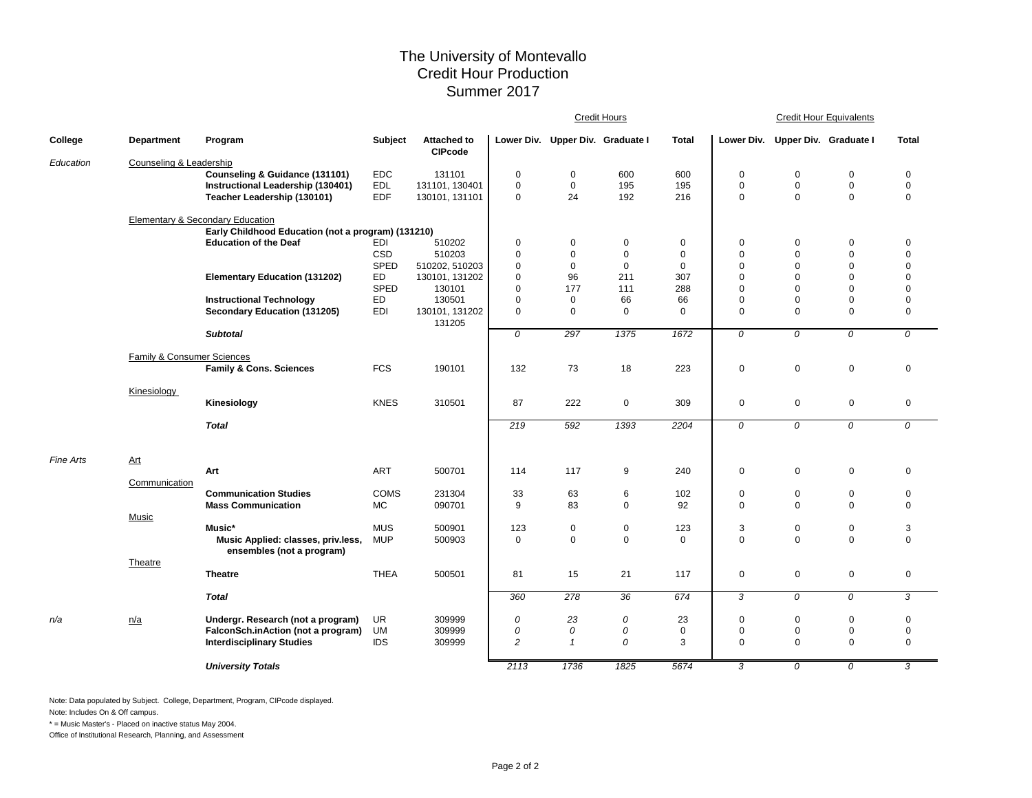# The University of Montevallo
## Credit Hour Production
## Summer 2017

| College | Department | Program | Subject | Attached to CIPcode | Credit Hours | | | | Credit Hour Equivalents | | | |
|---|---|---|---|---|---|---|---|---|---|---|---|---|
| | | | | | Lower Div. | Upper Div. | Graduate I | Total | Lower Div. | Upper Div. | Graduate I | Total |
| *Education* | Counseling & Leadership | | | | | | | | | | | |
| | | **Counseling & Guidance (131101)** | EDC | 131101 | 0 | 0 | 600 | 600 | 0 | 0 | 0 | 0 |
| | | **Instructional Leadership (130401)** | EDL | 131101, 130401 | 0 | 0 | 195 | 195 | 0 | 0 | 0 | 0 |
| | | **Teacher Leadership (130101)** | EDF | 130101, 131101 | 0 | 24 | 192 | 216 | 0 | 0 | 0 | 0 |
| | Elementary & Secondary Education | | | | | | | | | | | |
| | | **Early Childhood Education (not a program) (131210)** | | | | | | | | | | |
| | | **Education of the Deaf** | EDI | 510202 | 0 | 0 | 0 | 0 | 0 | 0 | 0 | 0 |
| | | | CSD | 510203 | 0 | 0 | 0 | 0 | 0 | 0 | 0 | 0 |
| | | | SPED | 510202, 510203 | 0 | 0 | 0 | 0 | 0 | 0 | 0 | 0 |
| | | **Elementary Education (131202)** | ED | 130101, 131202 | 0 | 96 | 211 | 307 | 0 | 0 | 0 | 0 |
| | | | SPED | 130101 | 0 | 177 | 111 | 288 | 0 | 0 | 0 | 0 |
| | | **Instructional Technology** | ED | 130501 | 0 | 0 | 66 | 66 | 0 | 0 | 0 | 0 |
| | | **Secondary Education (131205)** | EDI | 130101, 131202 131205 | 0 | 0 | 0 | 0 | 0 | 0 | 0 | 0 |
| | | ***Subtotal*** | | | *0* | *297* | *1375* | *1672* | *0* | *0* | *0* | *0* |
| | Family & Consumer Sciences | | | | | | | | | | | |
| | | **Family & Cons. Sciences** | FCS | 190101 | 132 | 73 | 18 | 223 | 0 | 0 | 0 | 0 |
| | Kinesiology | | | | | | | | | | | |
| | | **Kinesiology** | KNES | 310501 | 87 | 222 | 0 | 309 | 0 | 0 | 0 | 0 |
| | | ***Total*** | | | *219* | *592* | *1393* | *2204* | *0* | *0* | *0* | *0* |
| *Fine Arts* | Art | | | | | | | | | | | |
| | | **Art** | ART | 500701 | 114 | 117 | 9 | 240 | 0 | 0 | 0 | 0 |
| | Communication | | | | | | | | | | | |
| | | **Communication Studies** | COMS | 231304 | 33 | 63 | 6 | 102 | 0 | 0 | 0 | 0 |
| | | **Mass Communication** | MC | 090701 | 9 | 83 | 0 | 92 | 0 | 0 | 0 | 0 |
| | Music | | | | | | | | | | | |
| | | **Music*** | MUS | 500901 | 123 | 0 | 0 | 123 | 3 | 0 | 0 | 3 |
| | | **Music Applied: classes, priv.less, ensembles (not a program)** | MUP | 500903 | 0 | 0 | 0 | 0 | 0 | 0 | 0 | 0 |
| | Theatre | | | | | | | | | | | |
| | | **Theatre** | THEA | 500501 | 81 | 15 | 21 | 117 | 0 | 0 | 0 | 0 |
| | | ***Total*** | | | *360* | *278* | *36* | *674* | *3* | *0* | *0* | *3* |
| *n/a* | n/a | **Undergr. Research (not a program)** | UR | 309999 | *0* | *23* | *0* | 23 | 0 | 0 | 0 | 0 |
| | | **FalconSch.inAction (not a program)** | UM | 309999 | *0* | *0* | *0* | 0 | 0 | 0 | 0 | 0 |
| | | **Interdisciplinary Studies** | IDS | 309999 | *2* | *1* | *0* | 3 | 0 | 0 | 0 | 0 |
| | | ***University Totals*** | | | *2113* | *1736* | *1825* | *5674* | *3* | *0* | *0* | *3* |

Note: Data populated by Subject. College, Department, Program, CIPcode displayed.

Note: Includes On & Off campus.

* = Music Master's - Placed on inactive status May 2004.

Office of Institutional Research, Planning, and Assessment